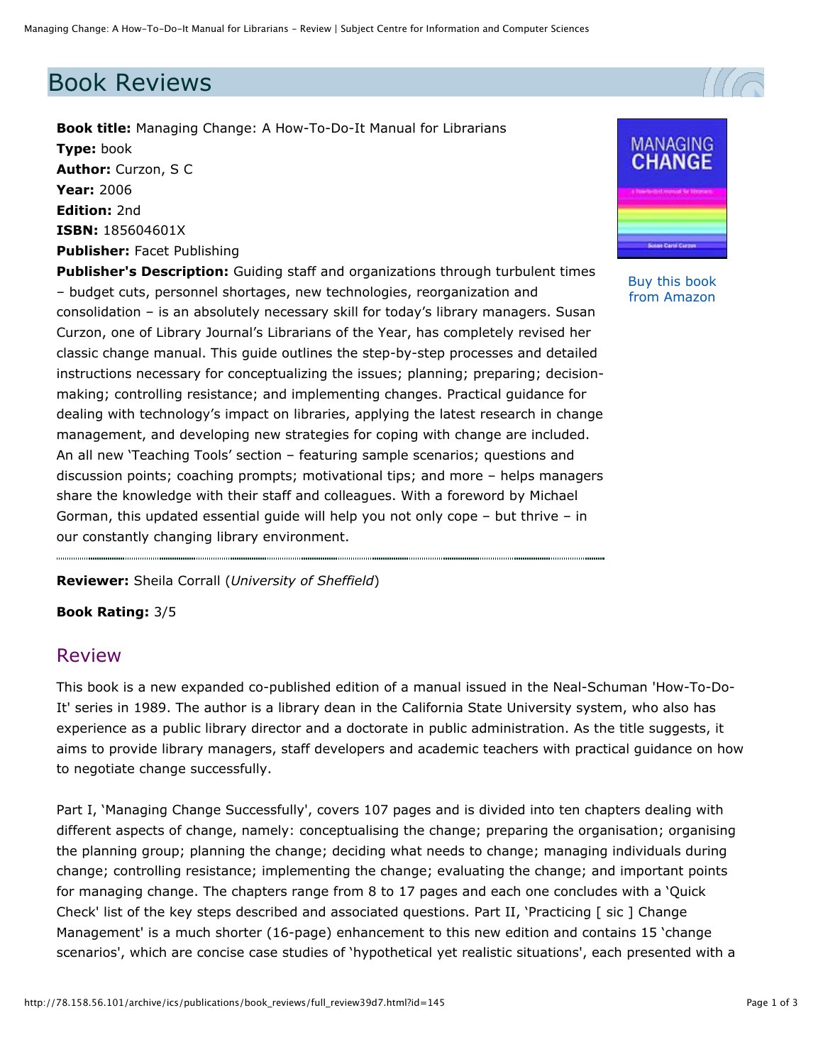# Book Reviews

**Book title:** Managing Change: A How-To-Do-It Manual for Librarians
**Type:** book
**Author:** Curzon, S C
**Year:** 2006
**Edition:** 2nd
**ISBN:** 185604601X
**Publisher:** Facet Publishing
**Publisher's Description:** Guiding staff and organizations through turbulent times – budget cuts, personnel shortages, new technologies, reorganization and consolidation – is an absolutely necessary skill for today's library managers. Susan Curzon, one of Library Journal's Librarians of the Year, has completely revised her classic change manual. This guide outlines the step-by-step processes and detailed instructions necessary for conceptualizing the issues; planning; preparing; decision-making; controlling resistance; and implementing changes. Practical guidance for dealing with technology's impact on libraries, applying the latest research in change management, and developing new strategies for coping with change are included. An all new 'Teaching Tools' section – featuring sample scenarios; questions and discussion points; coaching prompts; motivational tips; and more – helps managers share the knowledge with their staff and colleagues. With a foreword by Michael Gorman, this updated essential guide will help you not only cope – but thrive – in our constantly changing library environment.

Buy this book from Amazon

---

**Reviewer:** Sheila Corrall (*University of Sheffield*)

**Book Rating:** 3/5

## Review

This book is a new expanded co-published edition of a manual issued in the Neal-Schuman 'How-To-Do-It' series in 1989. The author is a library dean in the California State University system, who also has experience as a public library director and a doctorate in public administration. As the title suggests, it aims to provide library managers, staff developers and academic teachers with practical guidance on how to negotiate change successfully.

Part I, 'Managing Change Successfully', covers 107 pages and is divided into ten chapters dealing with different aspects of change, namely: conceptualising the change; preparing the organisation; organising the planning group; planning the change; deciding what needs to change; managing individuals during change; controlling resistance; implementing the change; evaluating the change; and important points for managing change. The chapters range from 8 to 17 pages and each one concludes with a 'Quick Check' list of the key steps described and associated questions. Part II, 'Practicing [ sic ] Change Management' is a much shorter (16-page) enhancement to this new edition and contains 15 'change scenarios', which are concise case studies of 'hypothetical yet realistic situations', each presented with a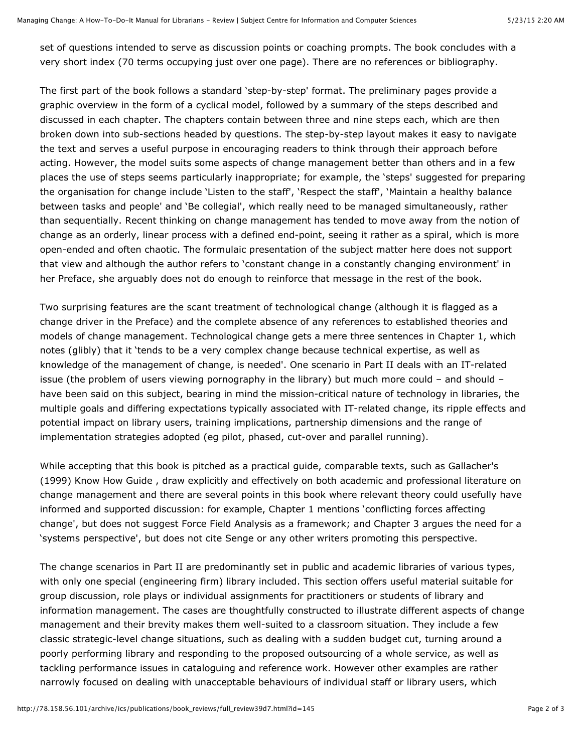set of questions intended to serve as discussion points or coaching prompts. The book concludes with a very short index (70 terms occupying just over one page). There are no references or bibliography.

The first part of the book follows a standard 'step-by-step' format. The preliminary pages provide a graphic overview in the form of a cyclical model, followed by a summary of the steps described and discussed in each chapter. The chapters contain between three and nine steps each, which are then broken down into sub-sections headed by questions. The step-by-step layout makes it easy to navigate the text and serves a useful purpose in encouraging readers to think through their approach before acting. However, the model suits some aspects of change management better than others and in a few places the use of steps seems particularly inappropriate; for example, the 'steps' suggested for preparing the organisation for change include 'Listen to the staff', 'Respect the staff', 'Maintain a healthy balance between tasks and people' and 'Be collegial', which really need to be managed simultaneously, rather than sequentially. Recent thinking on change management has tended to move away from the notion of change as an orderly, linear process with a defined end-point, seeing it rather as a spiral, which is more open-ended and often chaotic. The formulaic presentation of the subject matter here does not support that view and although the author refers to 'constant change in a constantly changing environment' in her Preface, she arguably does not do enough to reinforce that message in the rest of the book.

Two surprising features are the scant treatment of technological change (although it is flagged as a change driver in the Preface) and the complete absence of any references to established theories and models of change management. Technological change gets a mere three sentences in Chapter 1, which notes (glibly) that it 'tends to be a very complex change because technical expertise, as well as knowledge of the management of change, is needed'. One scenario in Part II deals with an IT-related issue (the problem of users viewing pornography in the library) but much more could – and should – have been said on this subject, bearing in mind the mission-critical nature of technology in libraries, the multiple goals and differing expectations typically associated with IT-related change, its ripple effects and potential impact on library users, training implications, partnership dimensions and the range of implementation strategies adopted (eg pilot, phased, cut-over and parallel running).

While accepting that this book is pitched as a practical guide, comparable texts, such as Gallacher's (1999) Know How Guide , draw explicitly and effectively on both academic and professional literature on change management and there are several points in this book where relevant theory could usefully have informed and supported discussion: for example, Chapter 1 mentions 'conflicting forces affecting change', but does not suggest Force Field Analysis as a framework; and Chapter 3 argues the need for a 'systems perspective', but does not cite Senge or any other writers promoting this perspective.

The change scenarios in Part II are predominantly set in public and academic libraries of various types, with only one special (engineering firm) library included. This section offers useful material suitable for group discussion, role plays or individual assignments for practitioners or students of library and information management. The cases are thoughtfully constructed to illustrate different aspects of change management and their brevity makes them well-suited to a classroom situation. They include a few classic strategic-level change situations, such as dealing with a sudden budget cut, turning around a poorly performing library and responding to the proposed outsourcing of a whole service, as well as tackling performance issues in cataloguing and reference work. However other examples are rather narrowly focused on dealing with unacceptable behaviours of individual staff or library users, which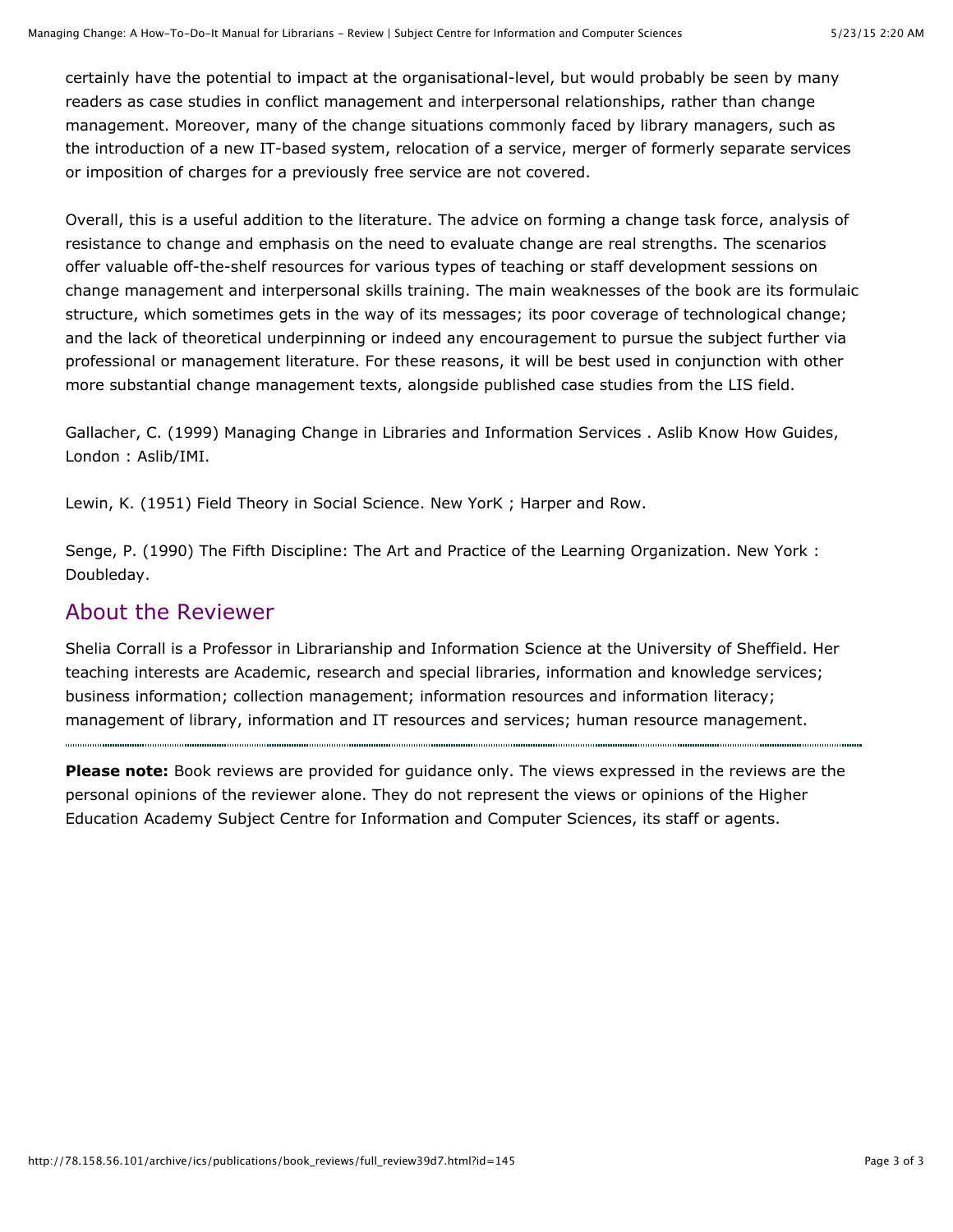certainly have the potential to impact at the organisational-level, but would probably be seen by many readers as case studies in conflict management and interpersonal relationships, rather than change management. Moreover, many of the change situations commonly faced by library managers, such as the introduction of a new IT-based system, relocation of a service, merger of formerly separate services or imposition of charges for a previously free service are not covered.

Overall, this is a useful addition to the literature. The advice on forming a change task force, analysis of resistance to change and emphasis on the need to evaluate change are real strengths. The scenarios offer valuable off-the-shelf resources for various types of teaching or staff development sessions on change management and interpersonal skills training. The main weaknesses of the book are its formulaic structure, which sometimes gets in the way of its messages; its poor coverage of technological change; and the lack of theoretical underpinning or indeed any encouragement to pursue the subject further via professional or management literature. For these reasons, it will be best used in conjunction with other more substantial change management texts, alongside published case studies from the LIS field.

Gallacher, C. (1999) Managing Change in Libraries and Information Services . Aslib Know How Guides, London : Aslib/IMI.

Lewin, K. (1951) Field Theory in Social Science. New YorK ; Harper and Row.

Senge, P. (1990) The Fifth Discipline: The Art and Practice of the Learning Organization. New York : Doubleday.

## About the Reviewer

Shelia Corrall is a Professor in Librarianship and Information Science at the University of Sheffield. Her teaching interests are Academic, research and special libraries, information and knowledge services; business information; collection management; information resources and information literacy; management of library, information and IT resources and services; human resource management.

---

**Please note:** Book reviews are provided for guidance only. The views expressed in the reviews are the personal opinions of the reviewer alone. They do not represent the views or opinions of the Higher Education Academy Subject Centre for Information and Computer Sciences, its staff or agents.